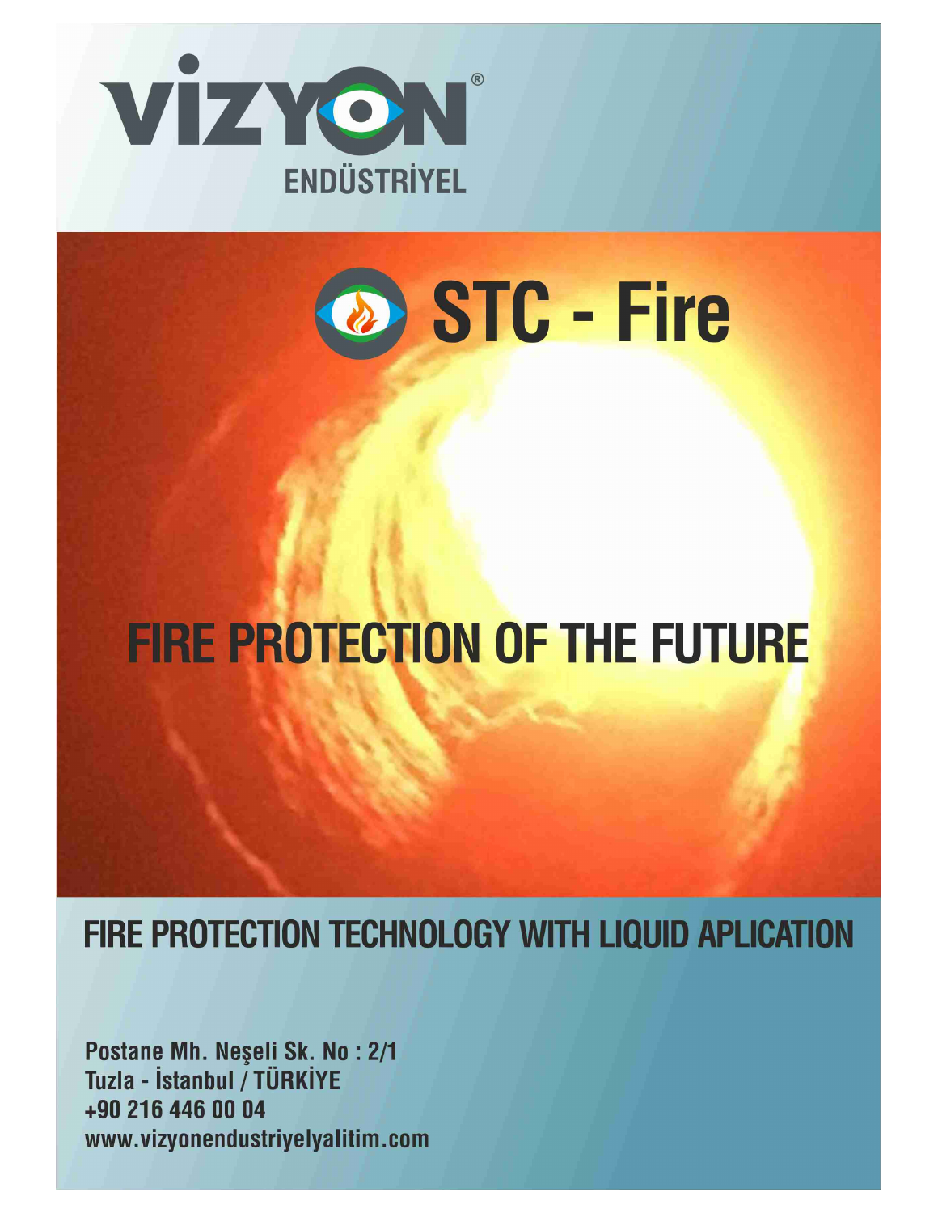# VİZYON ENDÜSTRİYEL

# STC - Fire

## FIRE PROTECTION OF THE FUTURE

## FIRE PROTECTION TECHNOLOGY WITH LIQUID APLICATION

**Postane Mh. Neşeli Sk. No : 2/1**
**Tuzla - İstanbul / TÜRKİYE**
**+90 216 446 00 04**
**www.vizyonendustriyelyalitim.com**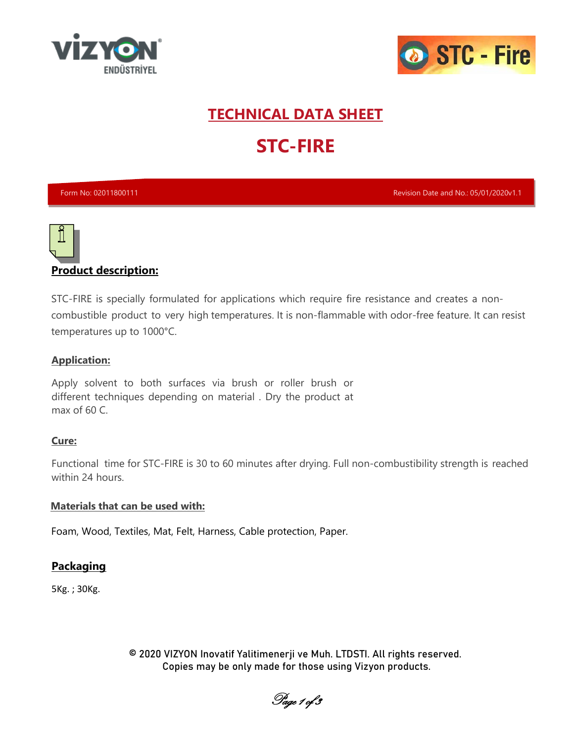# TECHNICAL DATA SHEET

# STC-FIRE

Form No: 02011800111 | Revision Date and No.: 05/01/2020v1.1

## Product description:

STC-FIRE is specially formulated for applications which require fire resistance and creates a non-combustible product to very high temperatures. It is non-flammable with odor-free feature. It can resist temperatures up to 1000°C.

### Application:

Apply solvent to both surfaces via brush or roller brush or different techniques depending on material . Dry the product at max of 60 C.

### Cure:

Functional time for STC-FIRE is 30 to 60 minutes after drying. Full non-combustibility strength is reached within 24 hours.

### Materials that can be used with:

Foam, Wood, Textiles, Mat, Felt, Harness, Cable protection, Paper.

### Packaging

5Kg. ; 30Kg.

© 2020 VIZYON Inovatif Yalitimenerji ve Muh. LTDSTI. All rights reserved.
Copies may be only made for those using Vizyon products.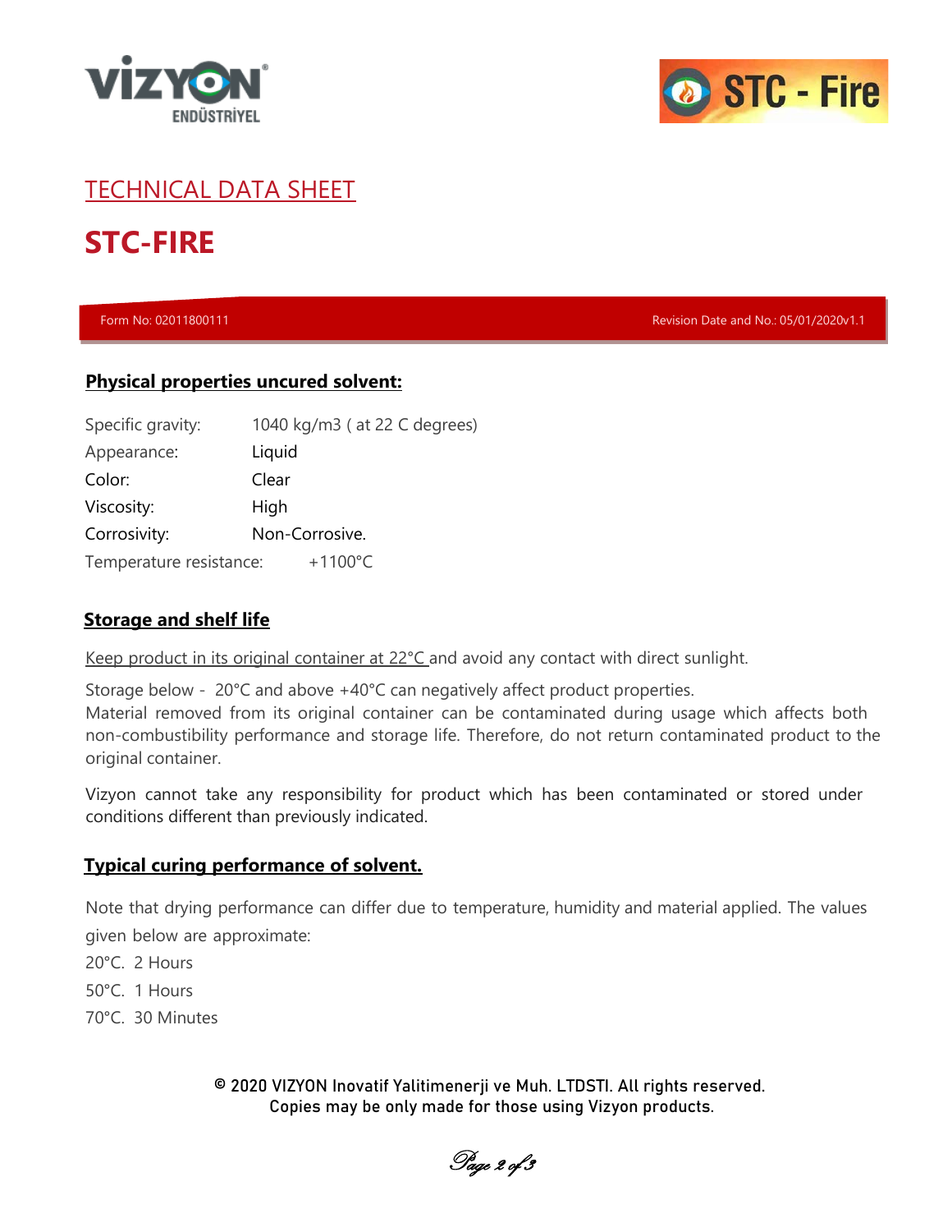TECHNICAL DATA SHEET

# STC-FIRE

Form No: 02011800111 | Revision Date and No.: 05/01/2020v1.1

## Physical properties uncured solvent:

| | |
|---|---|
| Specific gravity: | 1040 kg/m3 ( at 22 C degrees) |
| Appearance: | Liquid |
| Color: | Clear |
| Viscosity: | High |
| Corrosivity: | Non-Corrosive. |
| Temperature resistance: | +1100°C |

## Storage and shelf life

Keep product in its original container at 22°C and avoid any contact with direct sunlight.

Storage below - 20°C and above +40°C can negatively affect product properties.
Material removed from its original container can be contaminated during usage which affects both non-combustibility performance and storage life. Therefore, do not return contaminated product to the original container.

Vizyon cannot take any responsibility for product which has been contaminated or stored under conditions different than previously indicated.

## Typical curing performance of solvent.

Note that drying performance can differ due to temperature, humidity and material applied. The values given below are approximate:

20°C. 2 Hours

50°C. 1 Hours

70°C. 30 Minutes

© 2020 VIZYON Inovatif Yalitimenerji ve Muh. LTDSTI. All rights reserved.
Copies may be only made for those using Vizyon products.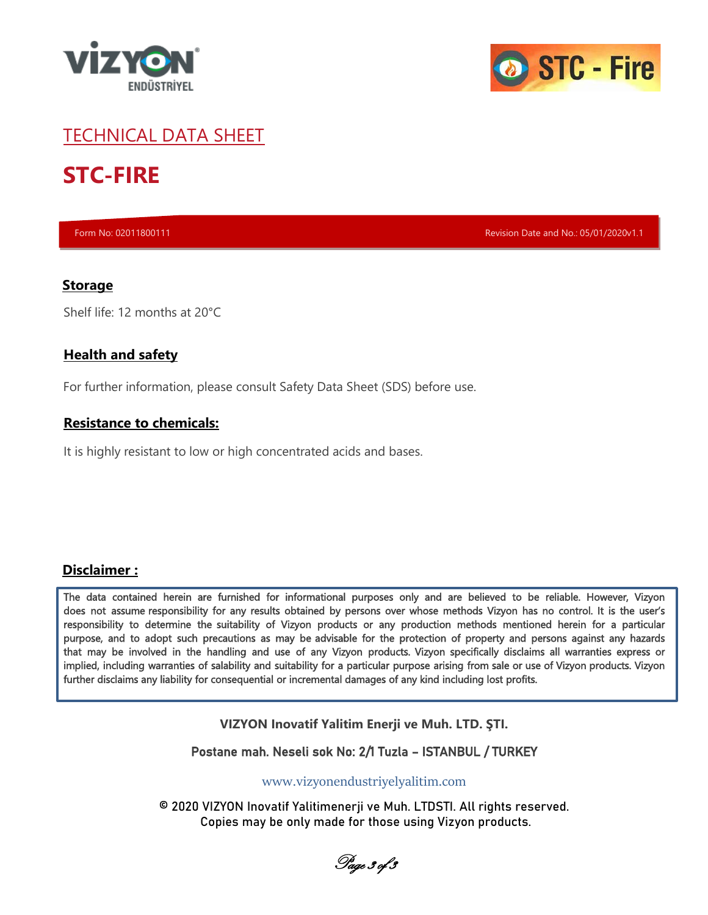TECHNICAL DATA SHEET

# STC-FIRE

Form No: 02011800111 | Revision Date and No.: 05/01/2020v1.1

## Storage

Shelf life: 12 months at 20°C

## Health and safety

For further information, please consult Safety Data Sheet (SDS) before use.

## Resistance to chemicals:

It is highly resistant to low or high concentrated acids and bases.

## Disclaimer :

The data contained herein are furnished for informational purposes only and are believed to be reliable. However, Vizyon does not assume responsibility for any results obtained by persons over whose methods Vizyon has no control. It is the user's responsibility to determine the suitability of Vizyon products or any production methods mentioned herein for a particular purpose, and to adopt such precautions as may be advisable for the protection of property and persons against any hazards that may be involved in the handling and use of any Vizyon products. Vizyon specifically disclaims all warranties express or implied, including warranties of salability and suitability for a particular purpose arising from sale or use of Vizyon products. Vizyon further disclaims any liability for consequential or incremental damages of any kind including lost profits.

**VIZYON Inovatif Yalitim Enerji ve Muh. LTD. ŞTI.**

**Postane mah. Neseli sok No: 2/1 Tuzla – ISTANBUL / TURKEY**

www.vizyonendustriyelyalitim.com

© 2020 VIZYON Inovatif Yalitimenerji ve Muh. LTDSTI. All rights reserved.
Copies may be only made for those using Vizyon products.